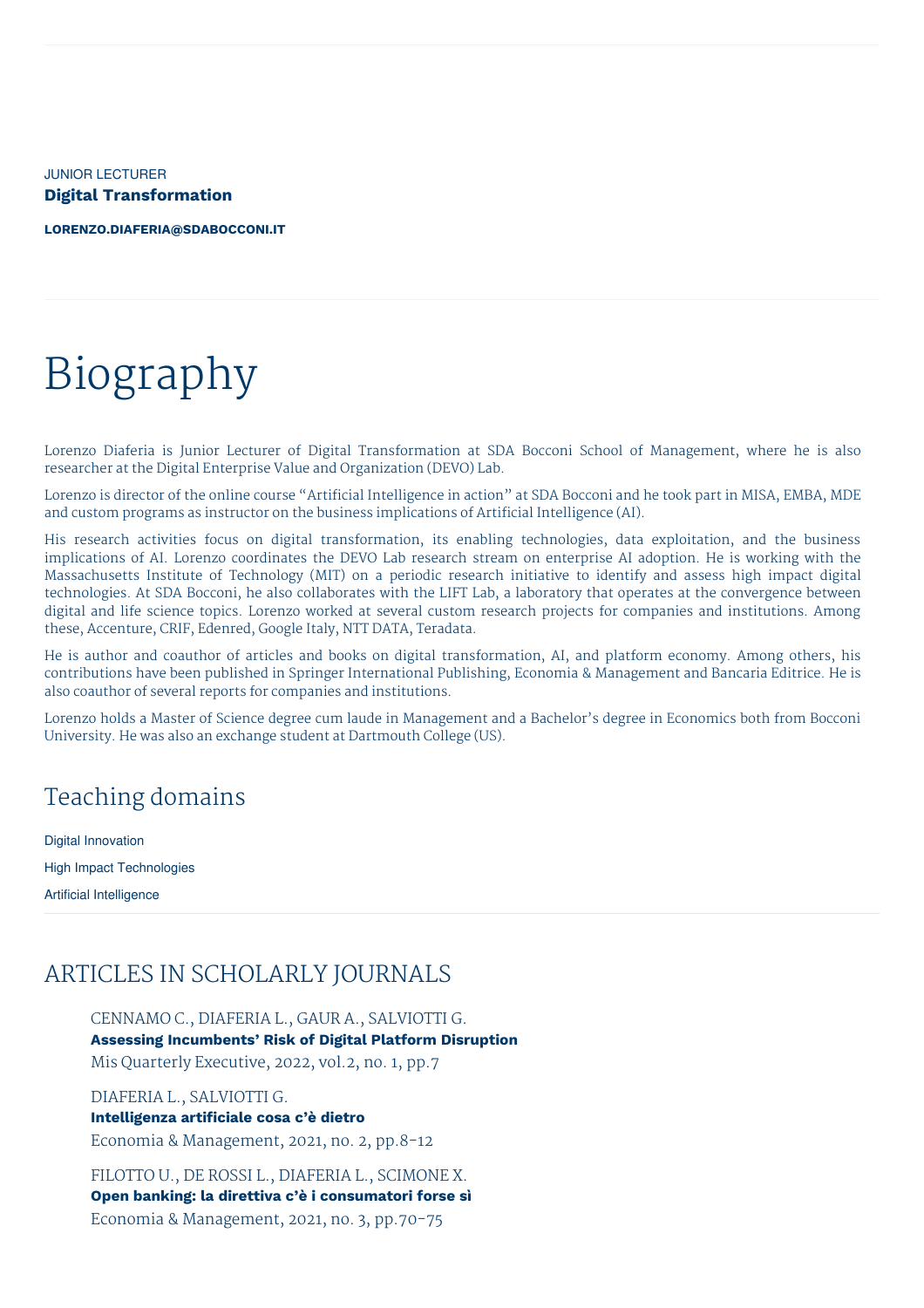JUNIOR LECTURER

**Digital Transformation**

**LORENZO.DIAFERIA@SDABOCCONI.IT**

# Biography

Lorenzo Diaferia is Junior Lecturer of Digital Transformation at SDA Bocconi School of Management, where he is also researcher at the Digital Enterprise Value and Organization (DEVO) Lab.

Lorenzo is director of the online course "Artificial Intelligence in action" at SDA Bocconi and he took part in MISA, EMBA, MDE and custom programs as instructor on the business implications of Artificial Intelligence (AI).

His research activities focus on digital transformation, its enabling technologies, data exploitation, and the business implications of AI. Lorenzo coordinates the DEVO Lab research stream on enterprise AI adoption. He is working with the Massachusetts Institute of Technology (MIT) on a periodic research initiative to identify and assess high impact digital technologies. At SDA Bocconi, he also collaborates with the LIFT Lab, a laboratory that operates at the convergence between digital and life science topics. Lorenzo worked at several custom research projects for companies and institutions. Among these, Accenture, CRIF, Edenred, Google Italy, NTT DATA, Teradata.

He is author and coauthor of articles and books on digital transformation, AI, and platform economy. Among others, his contributions have been published in Springer International Publishing, Economia & Management and Bancaria Editrice. He is also coauthor of several reports for companies and institutions.

Lorenzo holds a Master of Science degree cum laude in Management and a Bachelor's degree in Economics both from Bocconi University. He was also an exchange student at Dartmouth College (US).

## Teaching domains

Digital Innovation

High Impact Technologies

Artificial Intelligence

## ARTICLES IN SCHOLARLY JOURNALS

CENNAMO C., DIAFERIA L., GAUR A., SALVIOTTI G.
**Assessing Incumbents' Risk of Digital Platform Disruption**
Mis Quarterly Executive, 2022, vol.2, no. 1, pp.7

DIAFERIA L., SALVIOTTI G.
**Intelligenza artificiale cosa c'è dietro**
Economia & Management, 2021, no. 2, pp.8-12

FILOTTO U., DE ROSSI L., DIAFERIA L., SCIMONE X.
**Open banking: la direttiva c'è i consumatori forse sì**
Economia & Management, 2021, no. 3, pp.70-75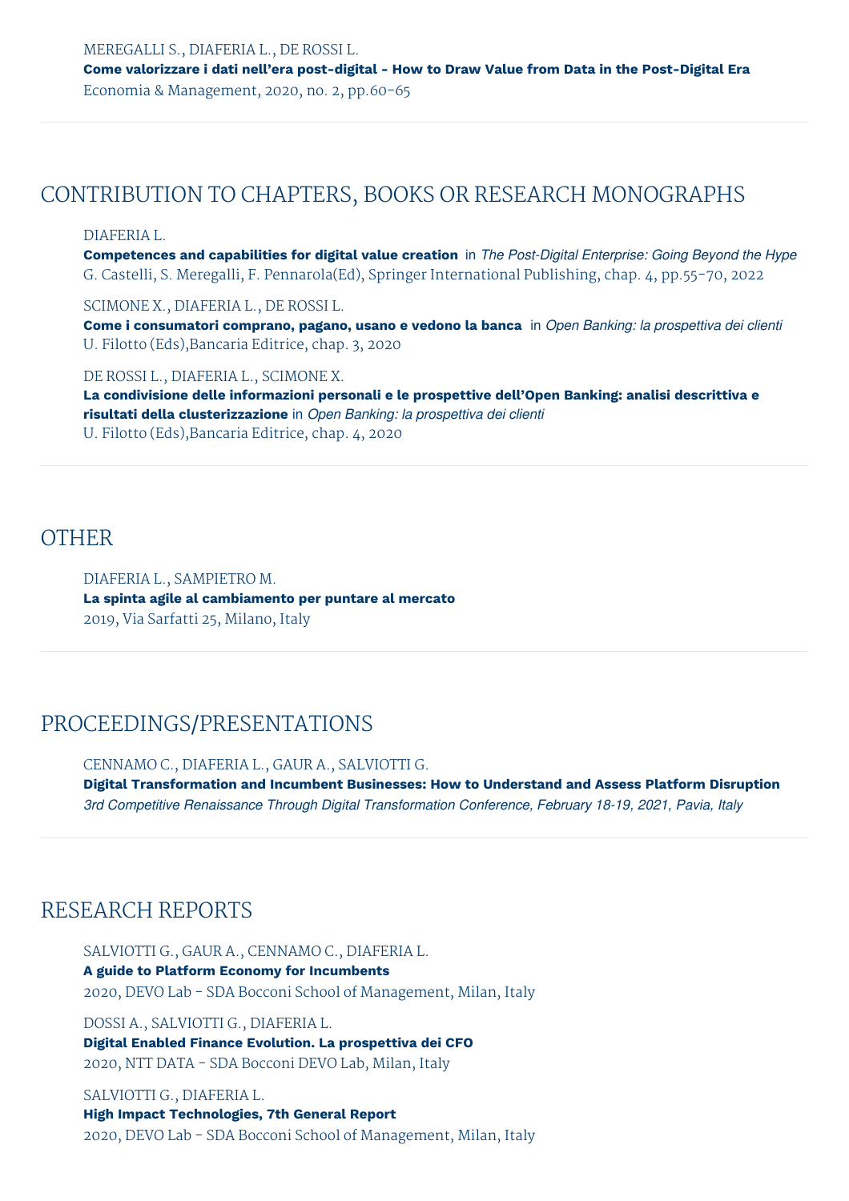MEREGALLI S., DIAFERIA L., DE ROSSI L.
**Come valorizzare i dati nell'era post-digital - How to Draw Value from Data in the Post-Digital Era**
Economia & Management, 2020, no. 2, pp.60-65

## CONTRIBUTION TO CHAPTERS, BOOKS OR RESEARCH MONOGRAPHS

DIAFERIA L.
**Competences and capabilities for digital value creation** in *The Post-Digital Enterprise: Going Beyond the Hype*
G. Castelli, S. Meregalli, F. Pennarola(Ed), Springer International Publishing, chap. 4, pp.55-70, 2022

SCIMONE X., DIAFERIA L., DE ROSSI L.
**Come i consumatori comprano, pagano, usano e vedono la banca** in *Open Banking: la prospettiva dei clienti*
U. Filotto (Eds),Bancaria Editrice, chap. 3, 2020

DE ROSSI L., DIAFERIA L., SCIMONE X.
**La condivisione delle informazioni personali e le prospettive dell'Open Banking: analisi descrittiva e risultati della clusterizzazione** in *Open Banking: la prospettiva dei clienti*
U. Filotto (Eds),Bancaria Editrice, chap. 4, 2020

## OTHER

DIAFERIA L., SAMPIETRO M.
**La spinta agile al cambiamento per puntare al mercato**
2019, Via Sarfatti 25, Milano, Italy

## PROCEEDINGS/PRESENTATIONS

CENNAMO C., DIAFERIA L., GAUR A., SALVIOTTI G.
**Digital Transformation and Incumbent Businesses: How to Understand and Assess Platform Disruption**
*3rd Competitive Renaissance Through Digital Transformation Conference, February 18-19, 2021, Pavia, Italy*

## RESEARCH REPORTS

SALVIOTTI G., GAUR A., CENNAMO C., DIAFERIA L.
**A guide to Platform Economy for Incumbents**
2020, DEVO Lab - SDA Bocconi School of Management, Milan, Italy

DOSSI A., SALVIOTTI G., DIAFERIA L.
**Digital Enabled Finance Evolution. La prospettiva dei CFO**
2020, NTT DATA - SDA Bocconi DEVO Lab, Milan, Italy

SALVIOTTI G., DIAFERIA L.
**High Impact Technologies, 7th General Report**
2020, DEVO Lab - SDA Bocconi School of Management, Milan, Italy